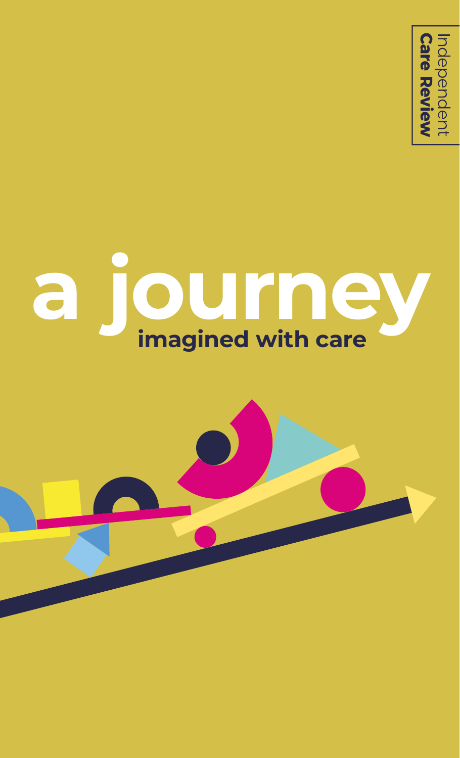Independent
**Care Review**

# a journey

## imagined with care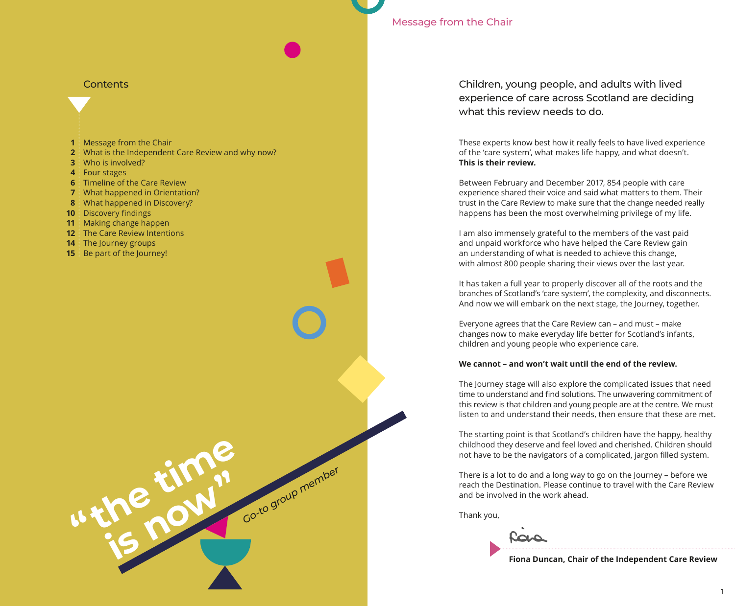## Contents

1 Message from the Chair
2 What is the Independent Care Review and why now?
3 Who is involved?
4 Four stages
6 Timeline of the Care Review
7 What happened in Orientation?
8 What happened in Discovery?
10 Discovery findings
11 Making change happen
12 The Care Review Intentions
14 The Journey groups
15 Be part of the Journey!

"the time is now"

Go-to group member

## Message from the Chair

Children, young people, and adults with lived experience of care across Scotland are deciding what this review needs to do.

These experts know best how it really feels to have lived experience of the 'care system', what makes life happy, and what doesn't. **This is their review.**

Between February and December 2017, 854 people with care experience shared their voice and said what matters to them. Their trust in the Care Review to make sure that the change needed really happens has been the most overwhelming privilege of my life.

I am also immensely grateful to the members of the vast paid and unpaid workforce who have helped the Care Review gain an understanding of what is needed to achieve this change, with almost 800 people sharing their views over the last year.

It has taken a full year to properly discover all of the roots and the branches of Scotland's 'care system', the complexity, and disconnects. And now we will embark on the next stage, the Journey, together.

Everyone agrees that the Care Review can – and must – make changes now to make everyday life better for Scotland's infants, children and young people who experience care.

**We cannot – and won't wait until the end of the review.**

The Journey stage will also explore the complicated issues that need time to understand and find solutions. The unwavering commitment of this review is that children and young people are at the centre. We must listen to and understand their needs, then ensure that these are met.

The starting point is that Scotland's children have the happy, healthy childhood they deserve and feel loved and cherished. Children should not have to be the navigators of a complicated, jargon filled system.

There is a lot to do and a long way to go on the Journey – before we reach the Destination. Please continue to travel with the Care Review and be involved in the work ahead.

Thank you,

Fiona

**Fiona Duncan, Chair of the Independent Care Review**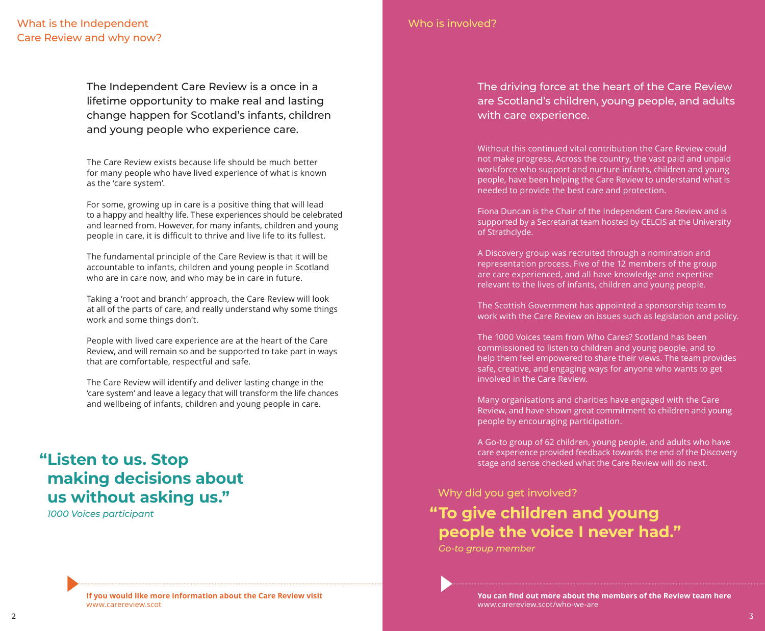## What is the Independent Care Review and why now?

The Independent Care Review is a once in a lifetime opportunity to make real and lasting change happen for Scotland's infants, children and young people who experience care.

The Care Review exists because life should be much better for many people who have lived experience of what is known as the 'care system'.

For some, growing up in care is a positive thing that will lead to a happy and healthy life. These experiences should be celebrated and learned from. However, for many infants, children and young people in care, it is difficult to thrive and live life to its fullest.

The fundamental principle of the Care Review is that it will be accountable to infants, children and young people in Scotland who are in care now, and who may be in care in future.

Taking a 'root and branch' approach, the Care Review will look at all of the parts of care, and really understand why some things work and some things don't.

People with lived care experience are at the heart of the Care Review, and will remain so and be supported to take part in ways that are comfortable, respectful and safe.

The Care Review will identify and deliver lasting change in the 'care system' and leave a legacy that will transform the life chances and wellbeing of infants, children and young people in care.

> **"Listen to us. Stop making decisions about us without asking us."**
> *1000 Voices participant*

**If you would like more information about the Care Review visit**
www.carereview.scot

## Who is involved?

The driving force at the heart of the Care Review are Scotland's children, young people, and adults with care experience.

Without this continued vital contribution the Care Review could not make progress. Across the country, the vast paid and unpaid workforce who support and nurture infants, children and young people, have been helping the Care Review to understand what is needed to provide the best care and protection.

Fiona Duncan is the Chair of the Independent Care Review and is supported by a Secretariat team hosted by CELCIS at the University of Strathclyde.

A Discovery group was recruited through a nomination and representation process. Five of the 12 members of the group are care experienced, and all have knowledge and expertise relevant to the lives of infants, children and young people.

The Scottish Government has appointed a sponsorship team to work with the Care Review on issues such as legislation and policy.

The 1000 Voices team from Who Cares? Scotland has been commissioned to listen to children and young people, and to help them feel empowered to share their views. The team provides safe, creative, and engaging ways for anyone who wants to get involved in the Care Review.

Many organisations and charities have engaged with the Care Review, and have shown great commitment to children and young people by encouraging participation.

A Go-to group of 62 children, young people, and adults who have care experience provided feedback towards the end of the Discovery stage and sense checked what the Care Review will do next.

### Why did you get involved?

> **"To give children and young people the voice I never had."**
> *Go-to group member*

**You can find out more about the members of the Review team here**
www.carereview.scot/who-we-are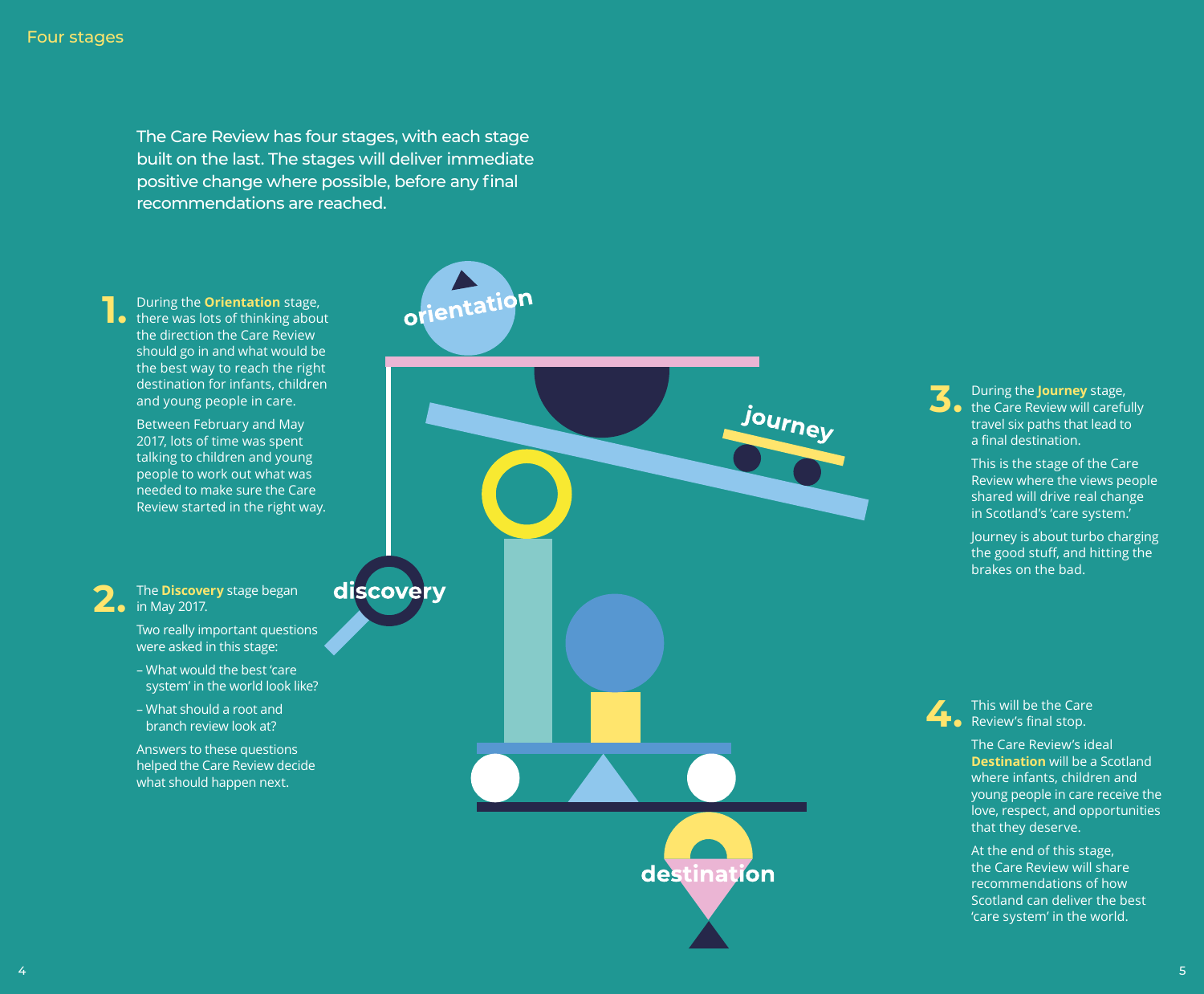# Four stages

The Care Review has four stages, with each stage built on the last. The stages will deliver immediate positive change where possible, before any final recommendations are reached.

**1.** During the **Orientation** stage, there was lots of thinking about the direction the Care Review should go in and what would be the best way to reach the right destination for infants, children and young people in care.

Between February and May 2017, lots of time was spent talking to children and young people to work out what was needed to make sure the Care Review started in the right way.

**2.** The **Discovery** stage began in May 2017.

Two really important questions were asked in this stage:

- What would the best 'care system' in the world look like?
- What should a root and branch review look at?

Answers to these questions helped the Care Review decide what should happen next.

**3.** During the **Journey** stage, the Care Review will carefully travel six paths that lead to a final destination.

This is the stage of the Care Review where the views people shared will drive real change in Scotland's 'care system.'

Journey is about turbo charging the good stuff, and hitting the brakes on the bad.

**4.** This will be the Care Review's final stop.

The Care Review's ideal **Destination** will be a Scotland where infants, children and young people in care receive the love, respect, and opportunities that they deserve.

At the end of this stage, the Care Review will share recommendations of how Scotland can deliver the best 'care system' in the world.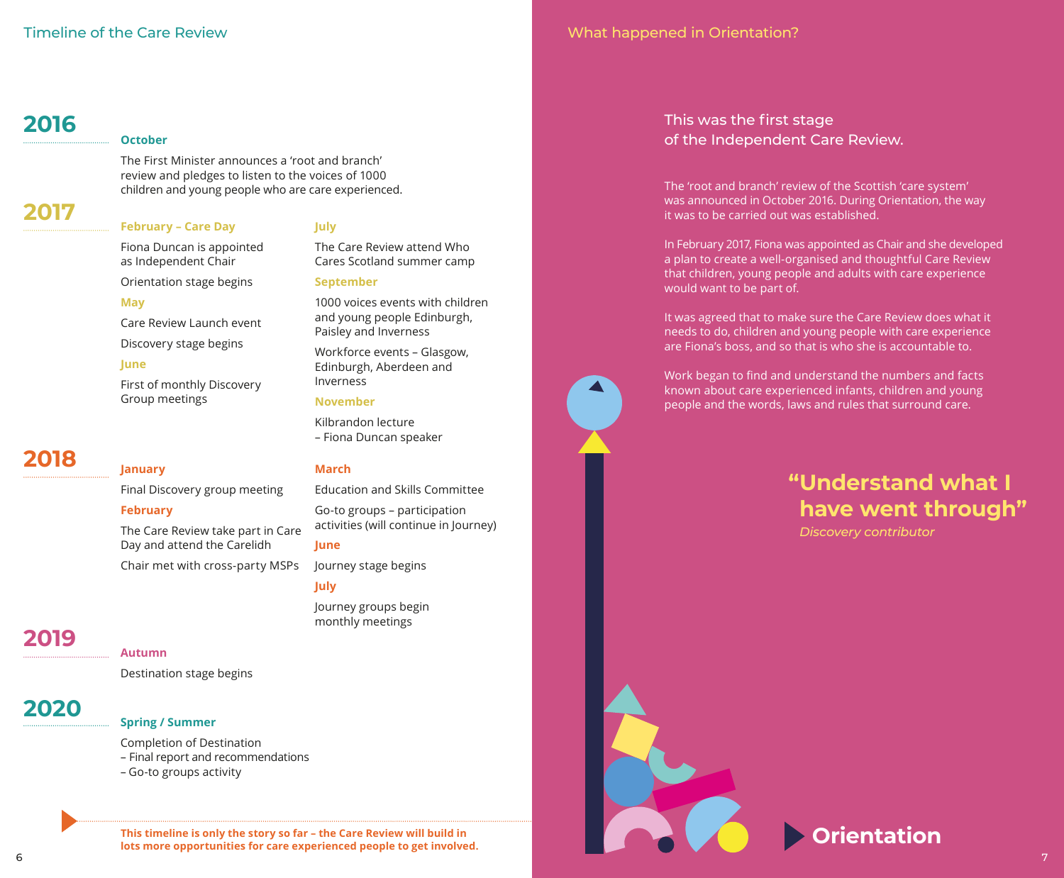## Timeline of the Care Review

### 2016

**October**

The First Minister announces a 'root and branch' review and pledges to listen to the voices of 1000 children and young people who are care experienced.

### 2017

**February – Care Day**

Fiona Duncan is appointed as Independent Chair

Orientation stage begins

**May**

Care Review Launch event

Discovery stage begins

**June**

First of monthly Discovery Group meetings

**July**

The Care Review attend Who Cares Scotland summer camp

**September**

1000 voices events with children and young people Edinburgh, Paisley and Inverness

Workforce events – Glasgow, Edinburgh, Aberdeen and Inverness

**November**

Kilbrandon lecture – Fiona Duncan speaker

### 2018

**January**

Final Discovery group meeting

**February**

The Care Review take part in Care Day and attend the Carelidh

Chair met with cross-party MSPs

**March**

Education and Skills Committee

Go-to groups – participation activities (will continue in Journey)

**June**

Journey stage begins

**July**

Journey groups begin monthly meetings

### 2019

**Autumn**

Destination stage begins

### 2020

**Spring / Summer**

Completion of Destination
– Final report and recommendations
– Go-to groups activity

**This timeline is only the story so far – the Care Review will build in lots more opportunities for care experienced people to get involved.**

## What happened in Orientation?

This was the first stage of the Independent Care Review.

The 'root and branch' review of the Scottish 'care system' was announced in October 2016. During Orientation, the way it was to be carried out was established.

In February 2017, Fiona was appointed as Chair and she developed a plan to create a well-organised and thoughtful Care Review that children, young people and adults with care experience would want to be part of.

It was agreed that to make sure the Care Review does what it needs to do, children and young people with care experience are Fiona's boss, and so that is who she is accountable to.

Work began to find and understand the numbers and facts known about care experienced infants, children and young people and the words, laws and rules that surround care.

**"Understand what I have went through"**

*Discovery contributor*

**Orientation**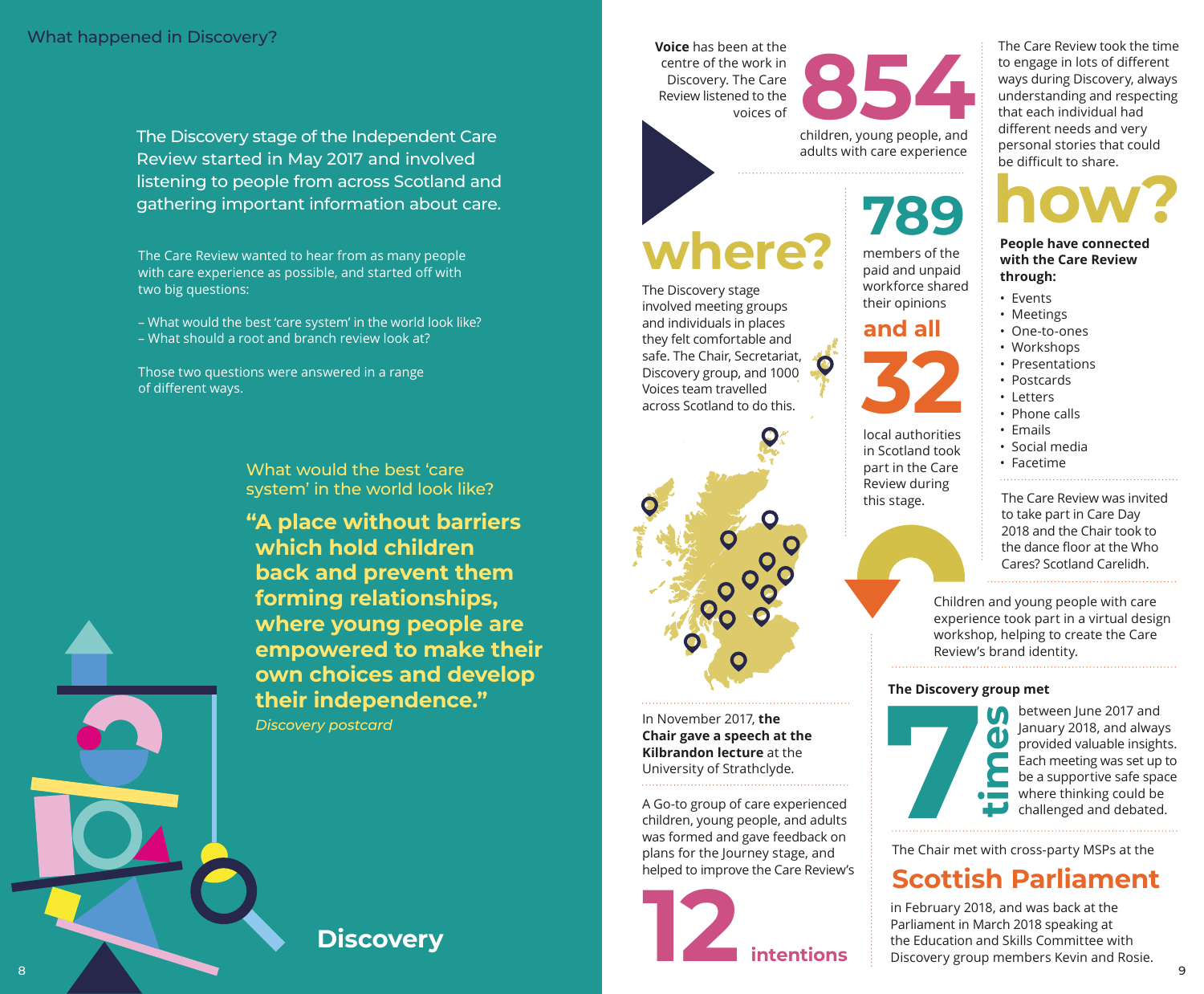## What happened in Discovery?

The Discovery stage of the Independent Care Review started in May 2017 and involved listening to people from across Scotland and gathering important information about care.

The Care Review wanted to hear from as many people with care experience as possible, and started off with two big questions:

– What would the best 'care system' in the world look like?
– What should a root and branch review look at?

Those two questions were answered in a range of different ways.

What would the best 'care system' in the world look like?

**"A place without barriers which hold children back and prevent them forming relationships, where young people are empowered to make their own choices and develop their independence."**

*Discovery postcard*

## Discovery

**Voice** has been at the centre of the work in Discovery. The Care Review listened to the voices of **854** children, young people, and adults with care experience

## where?

The Discovery stage involved meeting groups and individuals in places they felt comfortable and safe. The Chair, Secretariat, Discovery group, and 1000 Voices team travelled across Scotland to do this.

**789** members of the paid and unpaid workforce shared their opinions

**and all 32** local authorities in Scotland took part in the Care Review during this stage.

In November 2017, **the Chair gave a speech at the Kilbrandon lecture** at the University of Strathclyde.

A Go-to group of care experienced children, young people, and adults was formed and gave feedback on plans for the Journey stage, and helped to improve the Care Review's **12 intentions**

The Care Review took the time to engage in lots of different ways during Discovery, always understanding and respecting that each individual had different needs and very personal stories that could be difficult to share.

## how?

**People have connected with the Care Review through:**

- Events
- Meetings
- One-to-ones
- Workshops
- Presentations
- Postcards
- Letters
- Phone calls
- Emails
- Social media
- Facetime

The Care Review was invited to take part in Care Day 2018 and the Chair took to the dance floor at the Who Cares? Scotland Carelidh.

Children and young people with care experience took part in a virtual design workshop, helping to create the Care Review's brand identity.

**The Discovery group met 7 times** between June 2017 and January 2018, and always provided valuable insights. Each meeting was set up to be a supportive safe space where thinking could be challenged and debated.

The Chair met with cross-party MSPs at the **Scottish Parliament** in February 2018, and was back at the Parliament in March 2018 speaking at the Education and Skills Committee with Discovery group members Kevin and Rosie.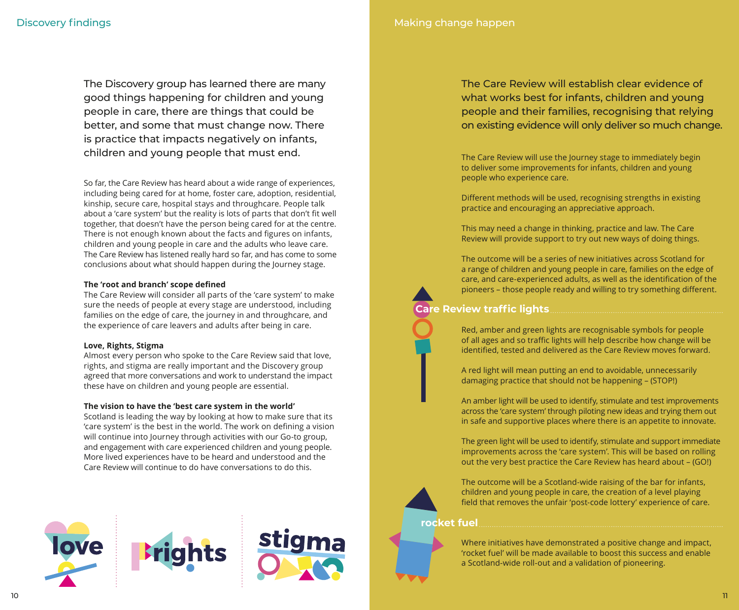## Discovery findings

The Discovery group has learned there are many good things happening for children and young people in care, there are things that could be better, and some that must change now. There is practice that impacts negatively on infants, children and young people that must end.

So far, the Care Review has heard about a wide range of experiences, including being cared for at home, foster care, adoption, residential, kinship, secure care, hospital stays and throughcare. People talk about a 'care system' but the reality is lots of parts that don't fit well together, that doesn't have the person being cared for at the centre. There is not enough known about the facts and figures on infants, children and young people in care and the adults who leave care. The Care Review has listened really hard so far, and has come to some conclusions about what should happen during the Journey stage.

**The 'root and branch' scope defined**
The Care Review will consider all parts of the 'care system' to make sure the needs of people at every stage are understood, including families on the edge of care, the journey in and throughcare, and the experience of care leavers and adults after being in care.

**Love, Rights, Stigma**
Almost every person who spoke to the Care Review said that love, rights, and stigma are really important and the Discovery group agreed that more conversations and work to understand the impact these have on children and young people are essential.

**The vision to have the 'best care system in the world'**
Scotland is leading the way by looking at how to make sure that its 'care system' is the best in the world. The work on defining a vision will continue into Journey through activities with our Go-to group, and engagement with care experienced children and young people. More lived experiences have to be heard and understood and the Care Review will continue to do have conversations to do this.

love | rights | stigma

## Making change happen

The Care Review will establish clear evidence of what works best for infants, children and young people and their families, recognising that relying on existing evidence will only deliver so much change.

The Care Review will use the Journey stage to immediately begin to deliver some improvements for infants, children and young people who experience care.

Different methods will be used, recognising strengths in existing practice and encouraging an appreciative approach.

This may need a change in thinking, practice and law. The Care Review will provide support to try out new ways of doing things.

The outcome will be a series of new initiatives across Scotland for a range of children and young people in care, families on the edge of care, and care-experienced adults, as well as the identification of the pioneers – those people ready and willing to try something different.

### Care Review traffic lights

Red, amber and green lights are recognisable symbols for people of all ages and so traffic lights will help describe how change will be identified, tested and delivered as the Care Review moves forward.

A red light will mean putting an end to avoidable, unnecessarily damaging practice that should not be happening – (STOP!)

An amber light will be used to identify, stimulate and test improvements across the 'care system' through piloting new ideas and trying them out in safe and supportive places where there is an appetite to innovate.

The green light will be used to identify, stimulate and support immediate improvements across the 'care system'. This will be based on rolling out the very best practice the Care Review has heard about – (GO!)

The outcome will be a Scotland-wide raising of the bar for infants, children and young people in care, the creation of a level playing field that removes the unfair 'post-code lottery' experience of care.

### rocket fuel

Where initiatives have demonstrated a positive change and impact, 'rocket fuel' will be made available to boost this success and enable a Scotland-wide roll-out and a validation of pioneering.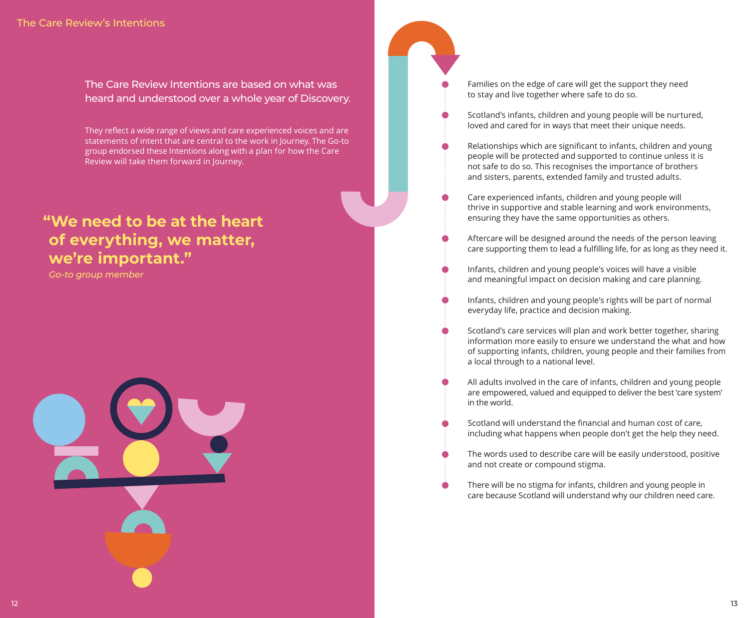# The Care Review's Intentions

The Care Review Intentions are based on what was heard and understood over a whole year of Discovery.

They reflect a wide range of views and care experienced voices and are statements of intent that are central to the work in Journey. The Go-to group endorsed these Intentions along with a plan for how the Care Review will take them forward in Journey.

> **"We need to be at the heart of everything, we matter, we're important."**
>
> *Go-to group member*

- Families on the edge of care will get the support they need to stay and live together where safe to do so.
- Scotland's infants, children and young people will be nurtured, loved and cared for in ways that meet their unique needs.
- Relationships which are significant to infants, children and young people will be protected and supported to continue unless it is not safe to do so. This recognises the importance of brothers and sisters, parents, extended family and trusted adults.
- Care experienced infants, children and young people will thrive in supportive and stable learning and work environments, ensuring they have the same opportunities as others.
- Aftercare will be designed around the needs of the person leaving care supporting them to lead a fulfilling life, for as long as they need it.
- Infants, children and young people's voices will have a visible and meaningful impact on decision making and care planning.
- Infants, children and young people's rights will be part of normal everyday life, practice and decision making.
- Scotland's care services will plan and work better together, sharing information more easily to ensure we understand the what and how of supporting infants, children, young people and their families from a local through to a national level.
- All adults involved in the care of infants, children and young people are empowered, valued and equipped to deliver the best 'care system' in the world.
- Scotland will understand the financial and human cost of care, including what happens when people don't get the help they need.
- The words used to describe care will be easily understood, positive and not create or compound stigma.
- There will be no stigma for infants, children and young people in care because Scotland will understand why our children need care.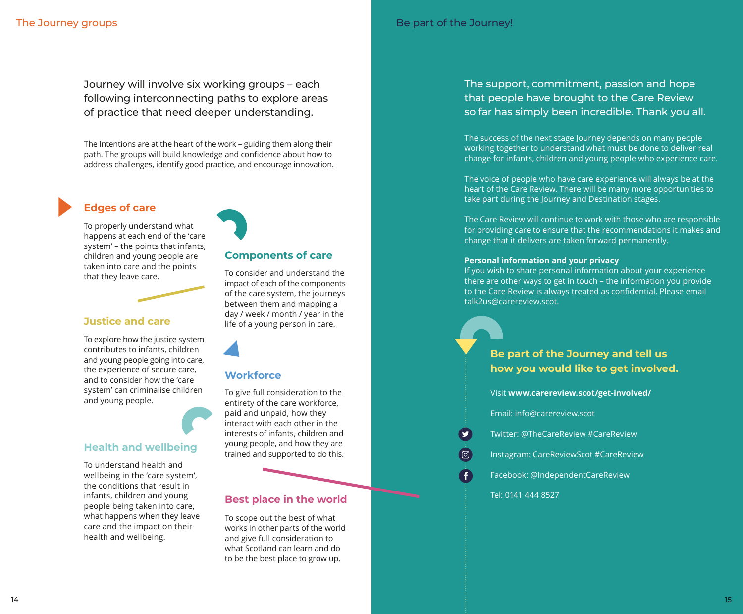## The Journey groups

Journey will involve six working groups – each following interconnecting paths to explore areas of practice that need deeper understanding.

The Intentions are at the heart of the work – guiding them along their path. The groups will build knowledge and confidence about how to address challenges, identify good practice, and encourage innovation.

### Edges of care

To properly understand what happens at each end of the 'care system' – the points that infants, children and young people are taken into care and the points that they leave care.

### Justice and care

To explore how the justice system contributes to infants, children and young people going into care, the experience of secure care, and to consider how the 'care system' can criminalise children and young people.

### Health and wellbeing

To understand health and wellbeing in the 'care system', the conditions that result in infants, children and young people being taken into care, what happens when they leave care and the impact on their health and wellbeing.

### Components of care

To consider and understand the impact of each of the components of the care system, the journeys between them and mapping a day / week / month / year in the life of a young person in care.

### Workforce

To give full consideration to the entirety of the care workforce, paid and unpaid, how they interact with each other in the interests of infants, children and young people, and how they are trained and supported to do this.

### Best place in the world

To scope out the best of what works in other parts of the world and give full consideration to what Scotland can learn and do to be the best place to grow up.

## Be part of the Journey!

The support, commitment, passion and hope that people have brought to the Care Review so far has simply been incredible. Thank you all.

The success of the next stage Journey depends on many people working together to understand what must be done to deliver real change for infants, children and young people who experience care.

The voice of people who have care experience will always be at the heart of the Care Review. There will be many more opportunities to take part during the Journey and Destination stages.

The Care Review will continue to work with those who are responsible for providing care to ensure that the recommendations it makes and change that it delivers are taken forward permanently.

**Personal information and your privacy**
If you wish to share personal information about your experience there are other ways to get in touch – the information you provide to the Care Review is always treated as confidential. Please email talk2us@carereview.scot.

### Be part of the Journey and tell us how you would like to get involved.

Visit **www.carereview.scot/get-involved/**

Email: info@carereview.scot

Twitter: @TheCareReview #CareReview

Instagram: CareReviewScot #CareReview

Facebook: @IndependentCareReview

Tel: 0141 444 8527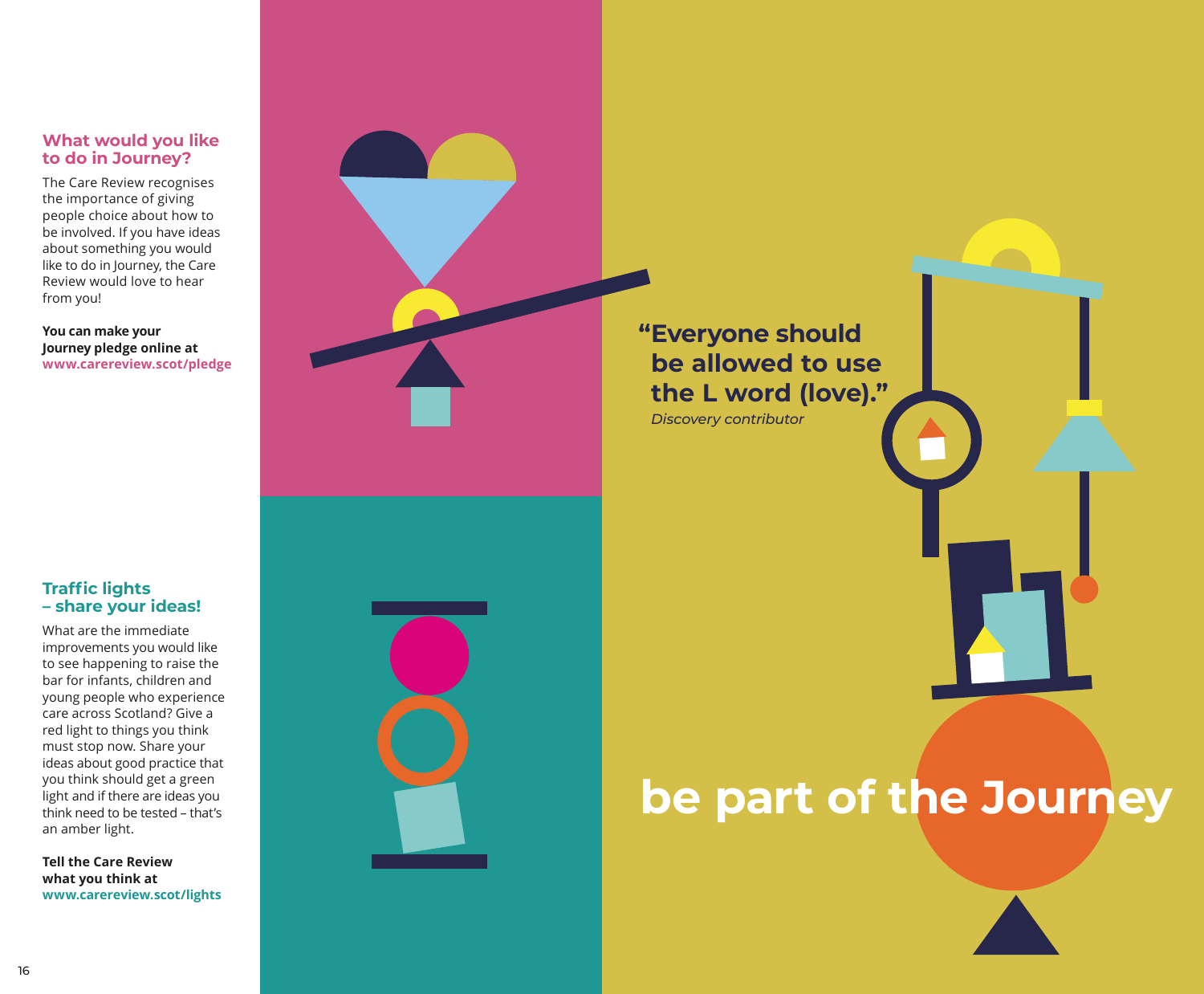### What would you like to do in Journey?

The Care Review recognises the importance of giving people choice about how to be involved. If you have ideas about something you would like to do in Journey, the Care Review would love to hear from you!

**You can make your Journey pledge online at www.carereview.scot/pledge**

### Traffic lights – share your ideas!

What are the immediate improvements you would like to see happening to raise the bar for infants, children and young people who experience care across Scotland? Give a red light to things you think must stop now. Share your ideas about good practice that you think should get a green light and if there are ideas you think need to be tested – that's an amber light.

**Tell the Care Review what you think at www.carereview.scot/lights**

> **"Everyone should be allowed to use the L word (love)."**
> *Discovery contributor*

# be part of the Journey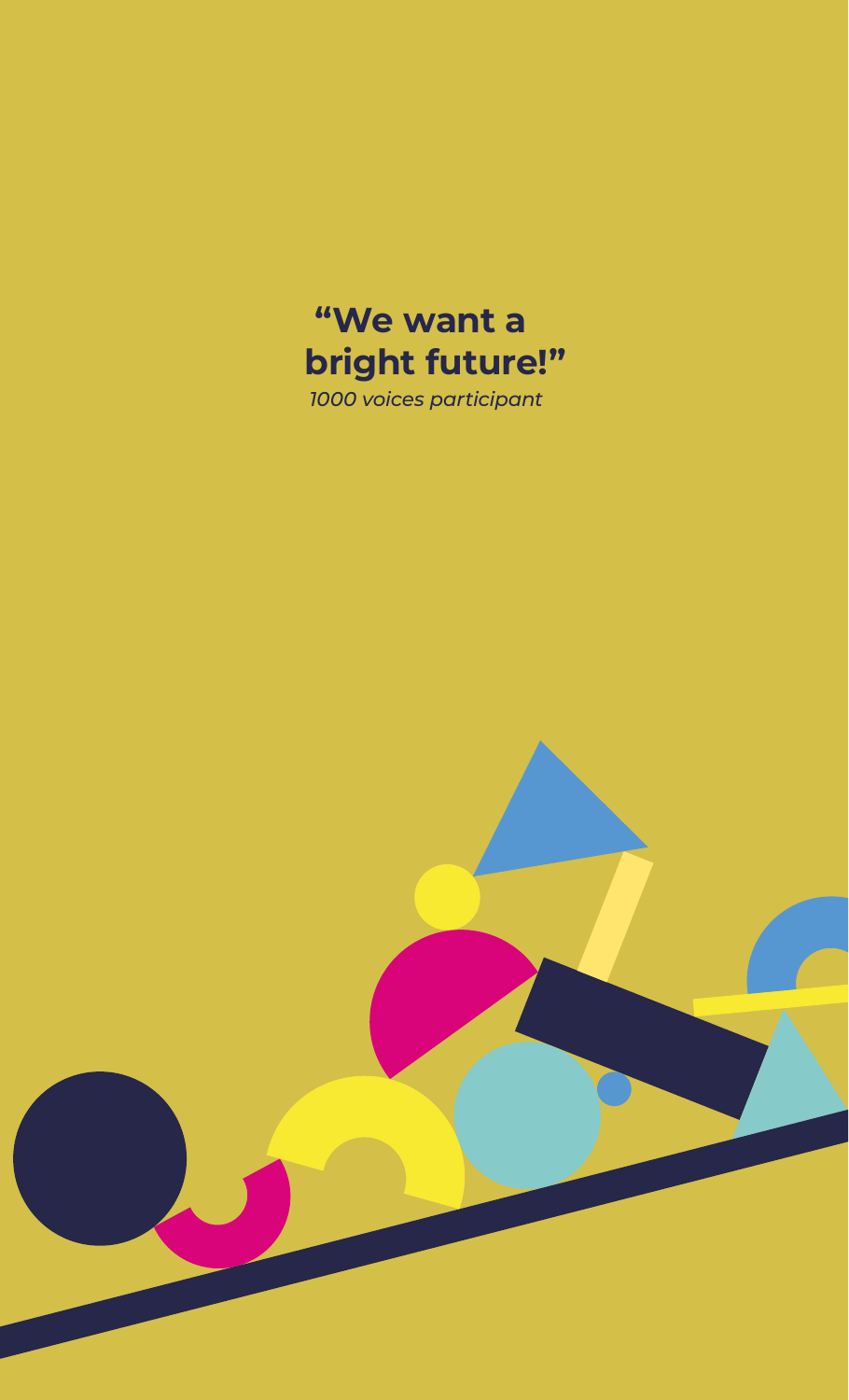**“We want a bright future!”**

*1000 voices participant*